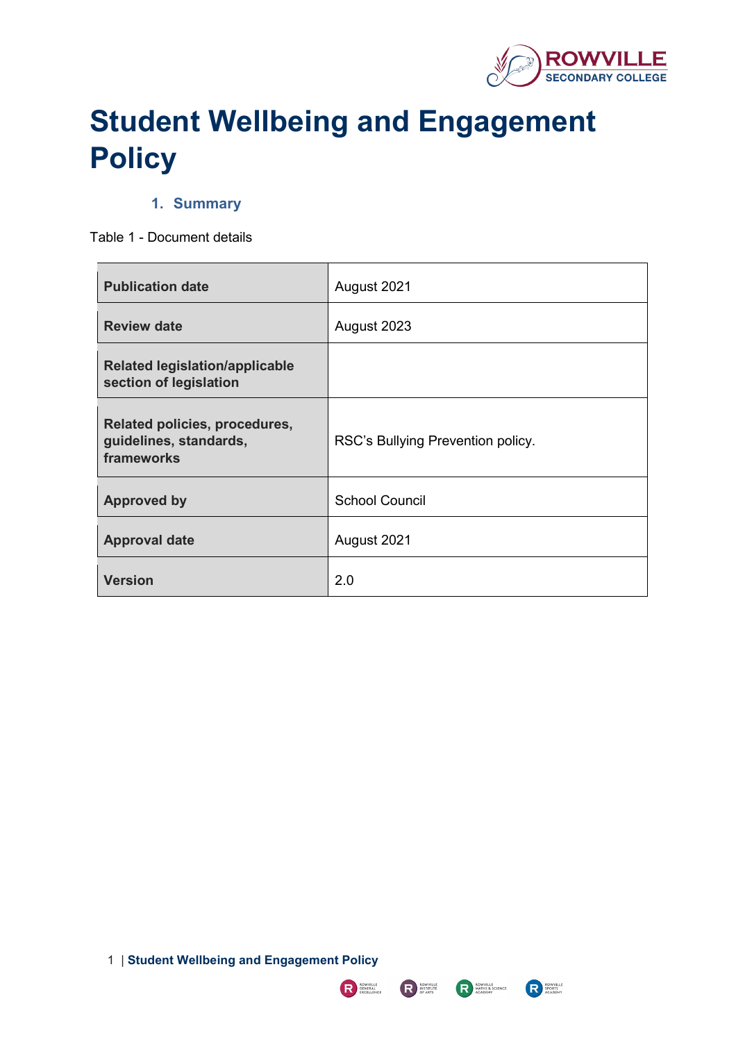# Student Wellbeing and Engagement Policy

## 1. Summary

Table 1 - Document details

| | |
|---|---|
| **Publication date** | August 2021 |
| **Review date** | August 2023 |
| **Related legislation/applicable section of legislation** | |
| **Related policies, procedures, guidelines, standards, frameworks** | RSC's Bullying Prevention policy. |
| **Approved by** | School Council |
| **Approval date** | August 2021 |
| **Version** | 2.0 |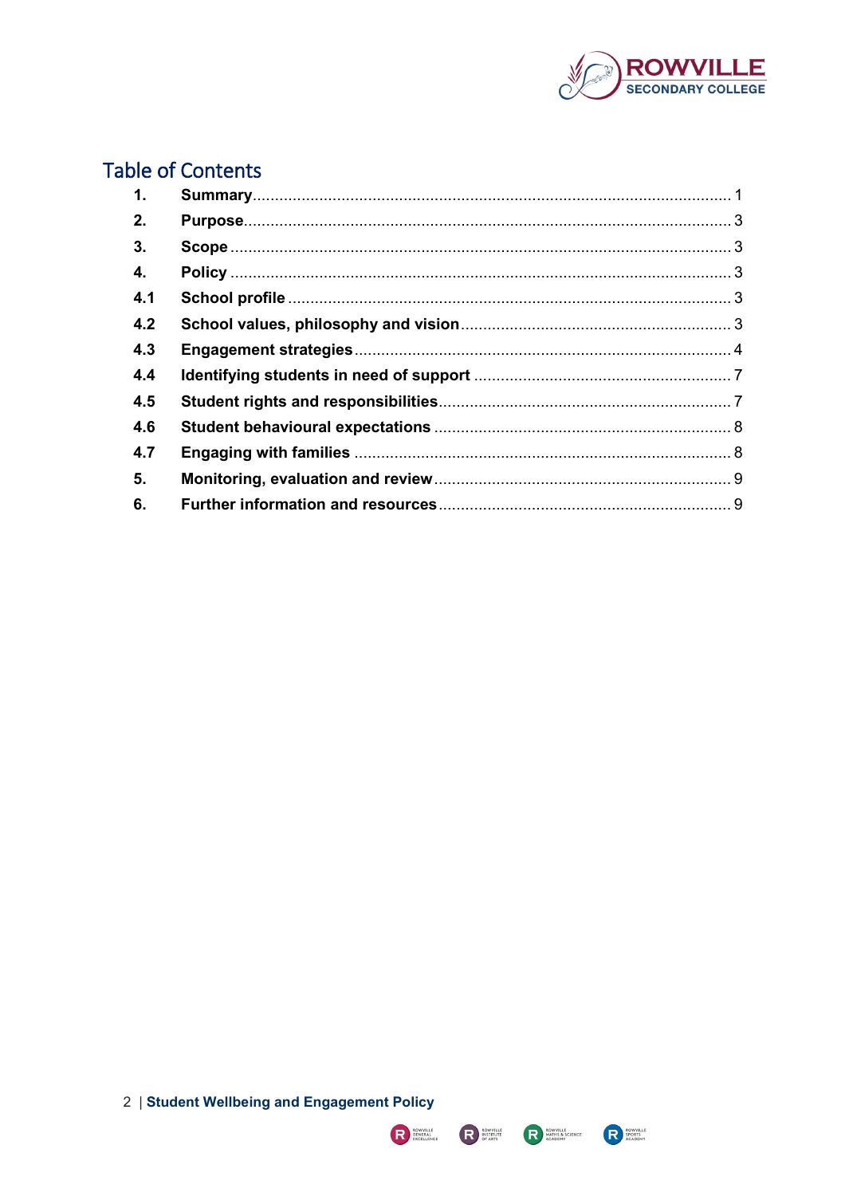# Table of Contents

| | | |
|---|---|---|
| **1.** | **Summary** | 1 |
| **2.** | **Purpose** | 3 |
| **3.** | **Scope** | 3 |
| **4.** | **Policy** | 3 |
| **4.1** | **School profile** | 3 |
| **4.2** | **School values, philosophy and vision** | 3 |
| **4.3** | **Engagement strategies** | 4 |
| **4.4** | **Identifying students in need of support** | 7 |
| **4.5** | **Student rights and responsibilities** | 7 |
| **4.6** | **Student behavioural expectations** | 8 |
| **4.7** | **Engaging with families** | 8 |
| **5.** | **Monitoring, evaluation and review** | 9 |
| **6.** | **Further information and resources** | 9 |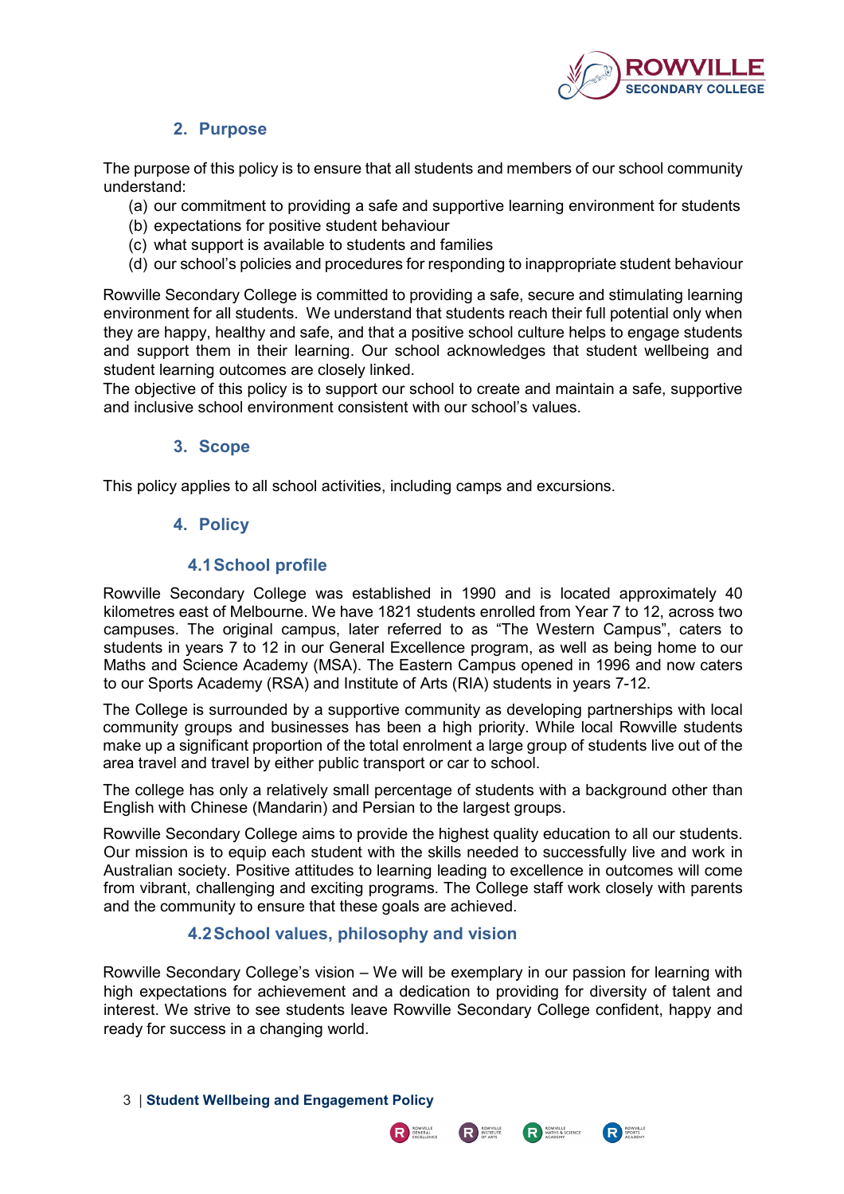## 2. Purpose

The purpose of this policy is to ensure that all students and members of our school community understand:

(a) our commitment to providing a safe and supportive learning environment for students
(b) expectations for positive student behaviour
(c) what support is available to students and families
(d) our school's policies and procedures for responding to inappropriate student behaviour

Rowville Secondary College is committed to providing a safe, secure and stimulating learning environment for all students. We understand that students reach their full potential only when they are happy, healthy and safe, and that a positive school culture helps to engage students and support them in their learning. Our school acknowledges that student wellbeing and student learning outcomes are closely linked.
The objective of this policy is to support our school to create and maintain a safe, supportive and inclusive school environment consistent with our school's values.

## 3. Scope

This policy applies to all school activities, including camps and excursions.

## 4. Policy

### 4.1 School profile

Rowville Secondary College was established in 1990 and is located approximately 40 kilometres east of Melbourne. We have 1821 students enrolled from Year 7 to 12, across two campuses. The original campus, later referred to as "The Western Campus", caters to students in years 7 to 12 in our General Excellence program, as well as being home to our Maths and Science Academy (MSA). The Eastern Campus opened in 1996 and now caters to our Sports Academy (RSA) and Institute of Arts (RIA) students in years 7-12.

The College is surrounded by a supportive community as developing partnerships with local community groups and businesses has been a high priority. While local Rowville students make up a significant proportion of the total enrolment a large group of students live out of the area travel and travel by either public transport or car to school.

The college has only a relatively small percentage of students with a background other than English with Chinese (Mandarin) and Persian to the largest groups.

Rowville Secondary College aims to provide the highest quality education to all our students. Our mission is to equip each student with the skills needed to successfully live and work in Australian society. Positive attitudes to learning leading to excellence in outcomes will come from vibrant, challenging and exciting programs. The College staff work closely with parents and the community to ensure that these goals are achieved.

### 4.2 School values, philosophy and vision

Rowville Secondary College's vision – We will be exemplary in our passion for learning with high expectations for achievement and a dedication to providing for diversity of talent and interest. We strive to see students leave Rowville Secondary College confident, happy and ready for success in a changing world.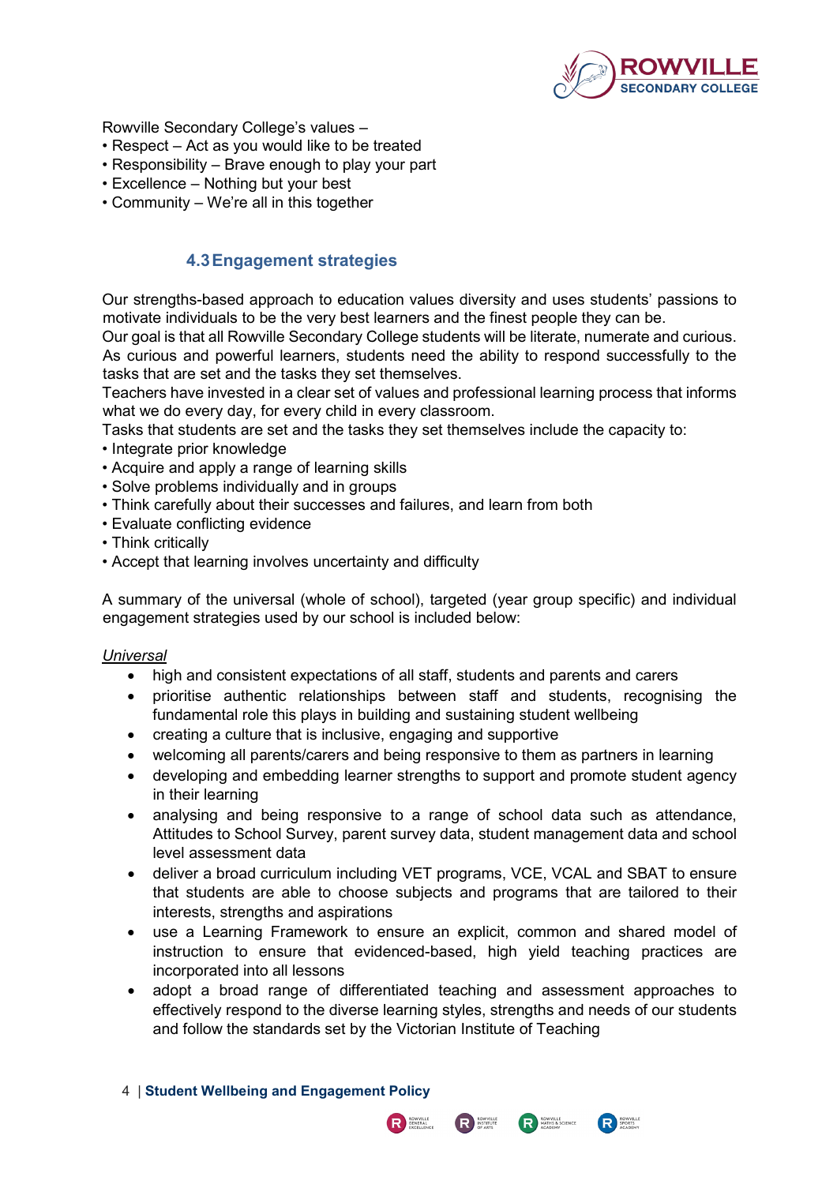Rowville Secondary College's values –
• Respect – Act as you would like to be treated
• Responsibility – Brave enough to play your part
• Excellence – Nothing but your best
• Community – We're all in this together

### 4.3 Engagement strategies

Our strengths-based approach to education values diversity and uses students' passions to motivate individuals to be the very best learners and the finest people they can be.
Our goal is that all Rowville Secondary College students will be literate, numerate and curious. As curious and powerful learners, students need the ability to respond successfully to the tasks that are set and the tasks they set themselves.
Teachers have invested in a clear set of values and professional learning process that informs what we do every day, for every child in every classroom.
Tasks that students are set and the tasks they set themselves include the capacity to:
• Integrate prior knowledge
• Acquire and apply a range of learning skills
• Solve problems individually and in groups
• Think carefully about their successes and failures, and learn from both
• Evaluate conflicting evidence
• Think critically
• Accept that learning involves uncertainty and difficulty

A summary of the universal (whole of school), targeted (year group specific) and individual engagement strategies used by our school is included below:

*Universal*

- high and consistent expectations of all staff, students and parents and carers
- prioritise authentic relationships between staff and students, recognising the fundamental role this plays in building and sustaining student wellbeing
- creating a culture that is inclusive, engaging and supportive
- welcoming all parents/carers and being responsive to them as partners in learning
- developing and embedding learner strengths to support and promote student agency in their learning
- analysing and being responsive to a range of school data such as attendance, Attitudes to School Survey, parent survey data, student management data and school level assessment data
- deliver a broad curriculum including VET programs, VCE, VCAL and SBAT to ensure that students are able to choose subjects and programs that are tailored to their interests, strengths and aspirations
- use a Learning Framework to ensure an explicit, common and shared model of instruction to ensure that evidenced-based, high yield teaching practices are incorporated into all lessons
- adopt a broad range of differentiated teaching and assessment approaches to effectively respond to the diverse learning styles, strengths and needs of our students and follow the standards set by the Victorian Institute of Teaching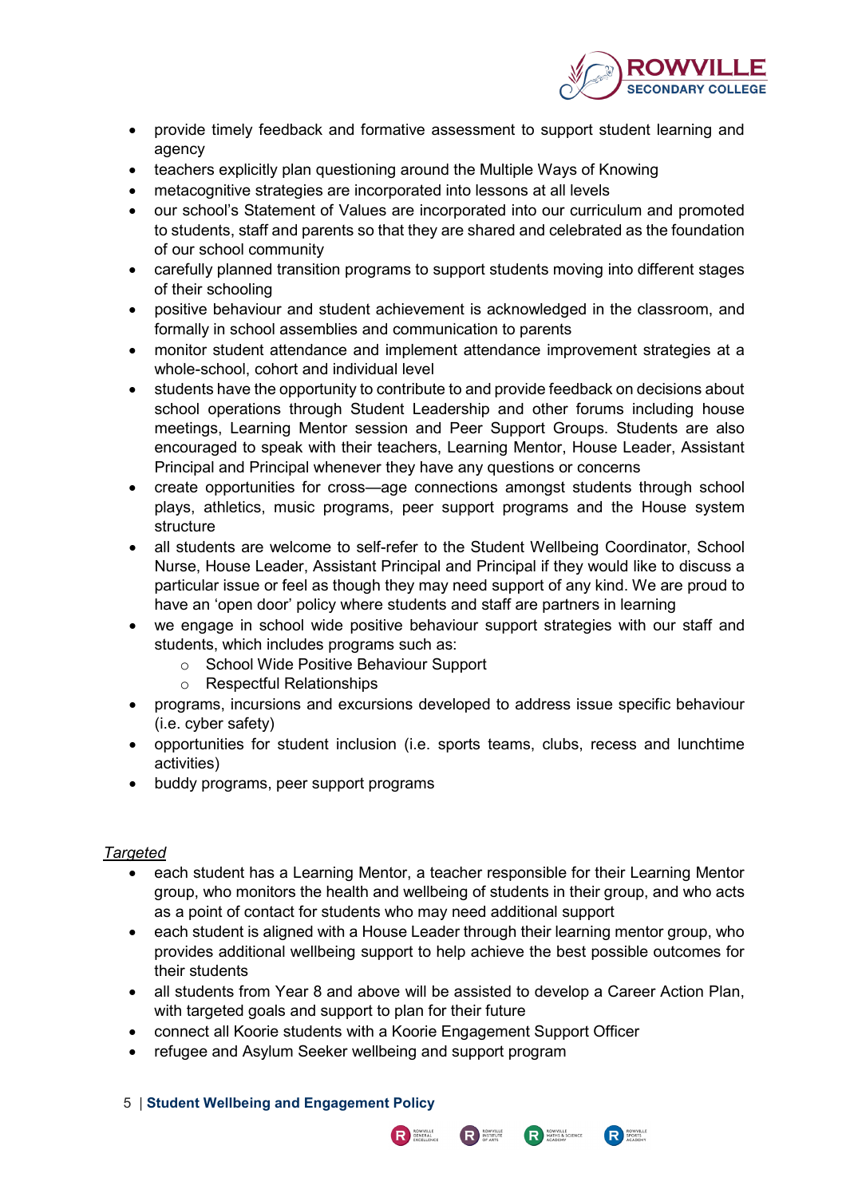- provide timely feedback and formative assessment to support student learning and agency
- teachers explicitly plan questioning around the Multiple Ways of Knowing
- metacognitive strategies are incorporated into lessons at all levels
- our school's Statement of Values are incorporated into our curriculum and promoted to students, staff and parents so that they are shared and celebrated as the foundation of our school community
- carefully planned transition programs to support students moving into different stages of their schooling
- positive behaviour and student achievement is acknowledged in the classroom, and formally in school assemblies and communication to parents
- monitor student attendance and implement attendance improvement strategies at a whole-school, cohort and individual level
- students have the opportunity to contribute to and provide feedback on decisions about school operations through Student Leadership and other forums including house meetings, Learning Mentor session and Peer Support Groups. Students are also encouraged to speak with their teachers, Learning Mentor, House Leader, Assistant Principal and Principal whenever they have any questions or concerns
- create opportunities for cross—age connections amongst students through school plays, athletics, music programs, peer support programs and the House system structure
- all students are welcome to self-refer to the Student Wellbeing Coordinator, School Nurse, House Leader, Assistant Principal and Principal if they would like to discuss a particular issue or feel as though they may need support of any kind. We are proud to have an 'open door' policy where students and staff are partners in learning
- we engage in school wide positive behaviour support strategies with our staff and students, which includes programs such as:
  - School Wide Positive Behaviour Support
  - Respectful Relationships
- programs, incursions and excursions developed to address issue specific behaviour (i.e. cyber safety)
- opportunities for student inclusion (i.e. sports teams, clubs, recess and lunchtime activities)
- buddy programs, peer support programs

*Targeted*

- each student has a Learning Mentor, a teacher responsible for their Learning Mentor group, who monitors the health and wellbeing of students in their group, and who acts as a point of contact for students who may need additional support
- each student is aligned with a House Leader through their learning mentor group, who provides additional wellbeing support to help achieve the best possible outcomes for their students
- all students from Year 8 and above will be assisted to develop a Career Action Plan, with targeted goals and support to plan for their future
- connect all Koorie students with a Koorie Engagement Support Officer
- refugee and Asylum Seeker wellbeing and support program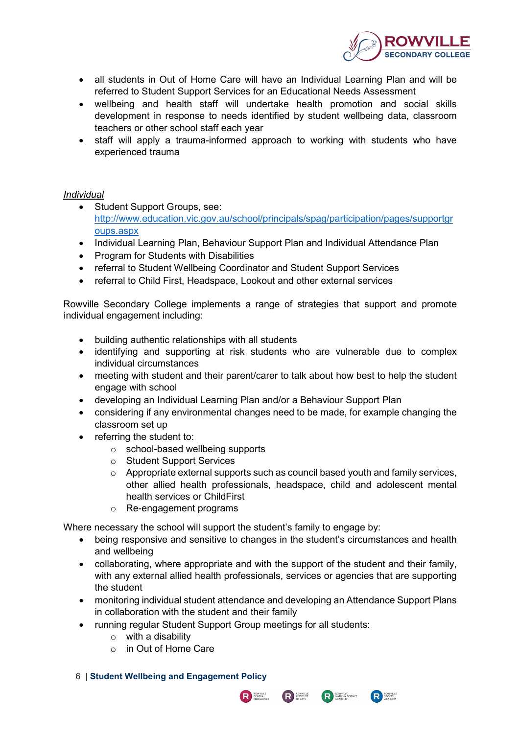- all students in Out of Home Care will have an Individual Learning Plan and will be referred to Student Support Services for an Educational Needs Assessment
- wellbeing and health staff will undertake health promotion and social skills development in response to needs identified by student wellbeing data, classroom teachers or other school staff each year
- staff will apply a trauma-informed approach to working with students who have experienced trauma

*Individual*

- Student Support Groups, see: http://www.education.vic.gov.au/school/principals/spag/participation/pages/supportgroups.aspx
- Individual Learning Plan, Behaviour Support Plan and Individual Attendance Plan
- Program for Students with Disabilities
- referral to Student Wellbeing Coordinator and Student Support Services
- referral to Child First, Headspace, Lookout and other external services

Rowville Secondary College implements a range of strategies that support and promote individual engagement including:

- building authentic relationships with all students
- identifying and supporting at risk students who are vulnerable due to complex individual circumstances
- meeting with student and their parent/carer to talk about how best to help the student engage with school
- developing an Individual Learning Plan and/or a Behaviour Support Plan
- considering if any environmental changes need to be made, for example changing the classroom set up
- referring the student to:
  - school-based wellbeing supports
  - Student Support Services
  - Appropriate external supports such as council based youth and family services, other allied health professionals, headspace, child and adolescent mental health services or ChildFirst
  - Re-engagement programs

Where necessary the school will support the student's family to engage by:

- being responsive and sensitive to changes in the student's circumstances and health and wellbeing
- collaborating, where appropriate and with the support of the student and their family, with any external allied health professionals, services or agencies that are supporting the student
- monitoring individual student attendance and developing an Attendance Support Plans in collaboration with the student and their family
- running regular Student Support Group meetings for all students:
  - with a disability
  - in Out of Home Care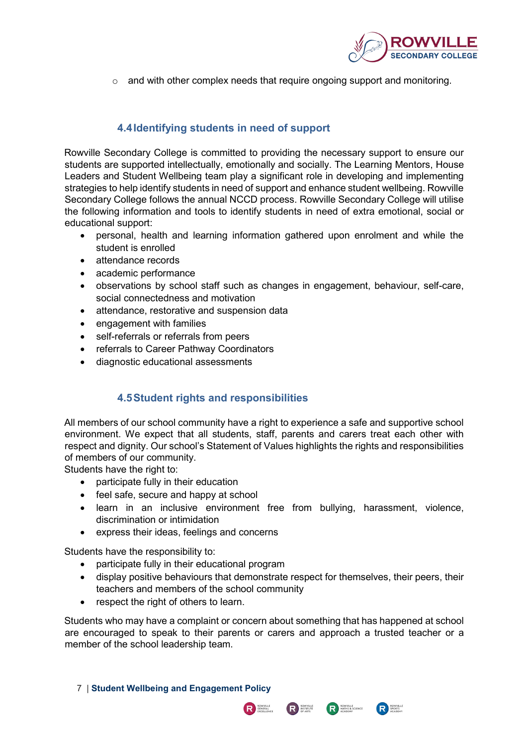- and with other complex needs that require ongoing support and monitoring.

### 4.4 Identifying students in need of support

Rowville Secondary College is committed to providing the necessary support to ensure our students are supported intellectually, emotionally and socially. The Learning Mentors, House Leaders and Student Wellbeing team play a significant role in developing and implementing strategies to help identify students in need of support and enhance student wellbeing. Rowville Secondary College follows the annual NCCD process. Rowville Secondary College will utilise the following information and tools to identify students in need of extra emotional, social or educational support:

- personal, health and learning information gathered upon enrolment and while the student is enrolled
- attendance records
- academic performance
- observations by school staff such as changes in engagement, behaviour, self-care, social connectedness and motivation
- attendance, restorative and suspension data
- engagement with families
- self-referrals or referrals from peers
- referrals to Career Pathway Coordinators
- diagnostic educational assessments

### 4.5 Student rights and responsibilities

All members of our school community have a right to experience a safe and supportive school environment. We expect that all students, staff, parents and carers treat each other with respect and dignity. Our school's Statement of Values highlights the rights and responsibilities of members of our community.

Students have the right to:

- participate fully in their education
- feel safe, secure and happy at school
- learn in an inclusive environment free from bullying, harassment, violence, discrimination or intimidation
- express their ideas, feelings and concerns

Students have the responsibility to:

- participate fully in their educational program
- display positive behaviours that demonstrate respect for themselves, their peers, their teachers and members of the school community
- respect the right of others to learn.

Students who may have a complaint or concern about something that has happened at school are encouraged to speak to their parents or carers and approach a trusted teacher or a member of the school leadership team.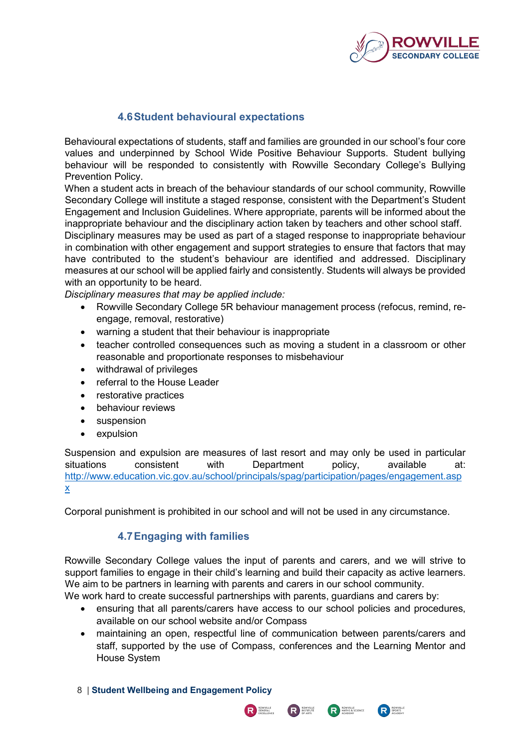### 4.6 Student behavioural expectations

Behavioural expectations of students, staff and families are grounded in our school's four core values and underpinned by School Wide Positive Behaviour Supports. Student bullying behaviour will be responded to consistently with Rowville Secondary College's Bullying Prevention Policy.

When a student acts in breach of the behaviour standards of our school community, Rowville Secondary College will institute a staged response, consistent with the Department's Student Engagement and Inclusion Guidelines. Where appropriate, parents will be informed about the inappropriate behaviour and the disciplinary action taken by teachers and other school staff.

Disciplinary measures may be used as part of a staged response to inappropriate behaviour in combination with other engagement and support strategies to ensure that factors that may have contributed to the student's behaviour are identified and addressed. Disciplinary measures at our school will be applied fairly and consistently. Students will always be provided with an opportunity to be heard.

*Disciplinary measures that may be applied include:*

- Rowville Secondary College 5R behaviour management process (refocus, remind, re-engage, removal, restorative)
- warning a student that their behaviour is inappropriate
- teacher controlled consequences such as moving a student in a classroom or other reasonable and proportionate responses to misbehaviour
- withdrawal of privileges
- referral to the House Leader
- restorative practices
- behaviour reviews
- suspension
- expulsion

Suspension and expulsion are measures of last resort and may only be used in particular situations consistent with Department policy, available at: http://www.education.vic.gov.au/school/principals/spag/participation/pages/engagement.aspx

Corporal punishment is prohibited in our school and will not be used in any circumstance.

### 4.7 Engaging with families

Rowville Secondary College values the input of parents and carers, and we will strive to support families to engage in their child's learning and build their capacity as active learners. We aim to be partners in learning with parents and carers in our school community.

We work hard to create successful partnerships with parents, guardians and carers by:

- ensuring that all parents/carers have access to our school policies and procedures, available on our school website and/or Compass
- maintaining an open, respectful line of communication between parents/carers and staff, supported by the use of Compass, conferences and the Learning Mentor and House System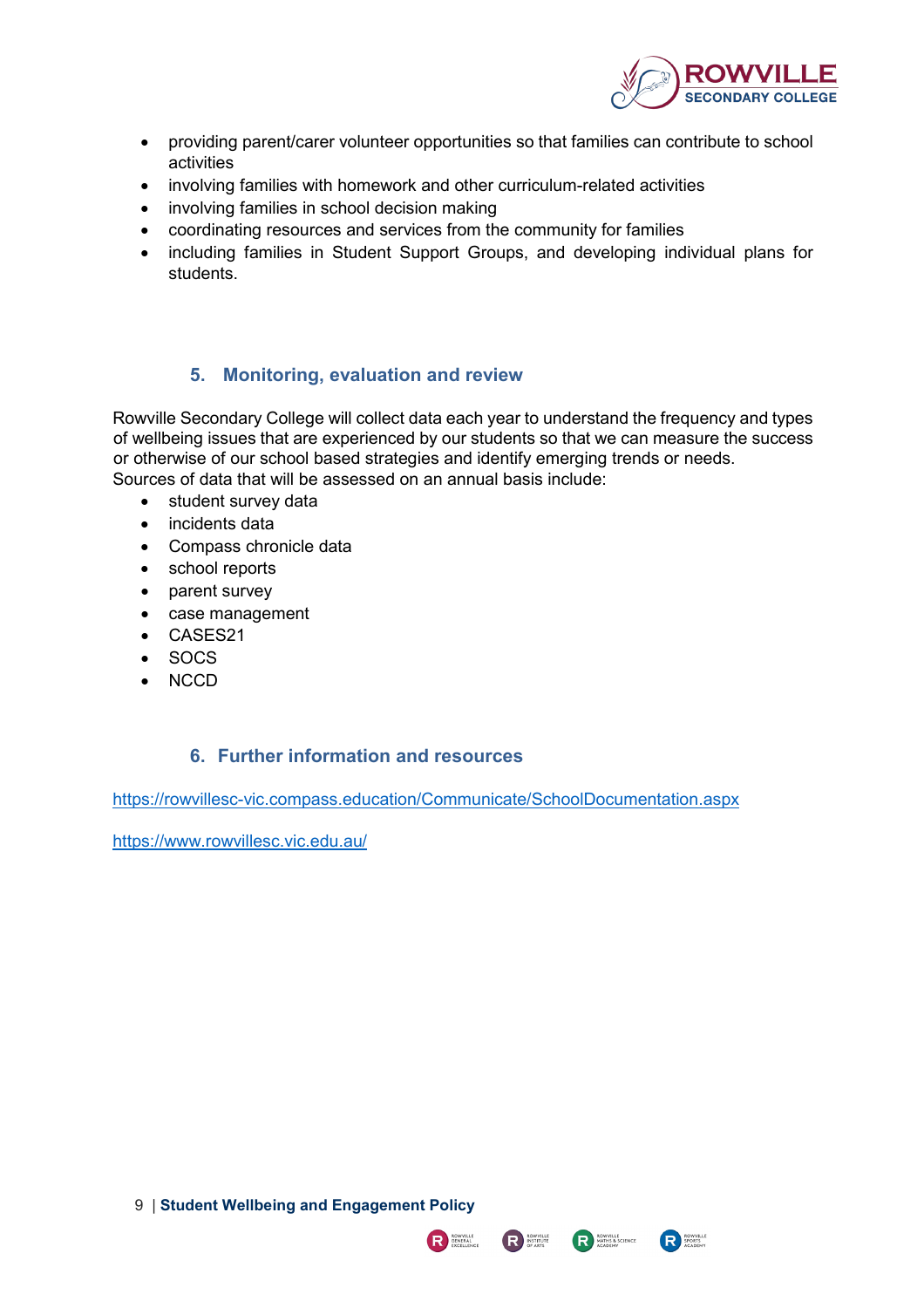- providing parent/carer volunteer opportunities so that families can contribute to school activities
- involving families with homework and other curriculum-related activities
- involving families in school decision making
- coordinating resources and services from the community for families
- including families in Student Support Groups, and developing individual plans for students.

## 5. Monitoring, evaluation and review

Rowville Secondary College will collect data each year to understand the frequency and types of wellbeing issues that are experienced by our students so that we can measure the success or otherwise of our school based strategies and identify emerging trends or needs.
Sources of data that will be assessed on an annual basis include:

- student survey data
- incidents data
- Compass chronicle data
- school reports
- parent survey
- case management
- CASES21
- SOCS
- NCCD

## 6. Further information and resources

https://rowvillesc-vic.compass.education/Communicate/SchoolDocumentation.aspx

https://www.rowvillesc.vic.edu.au/